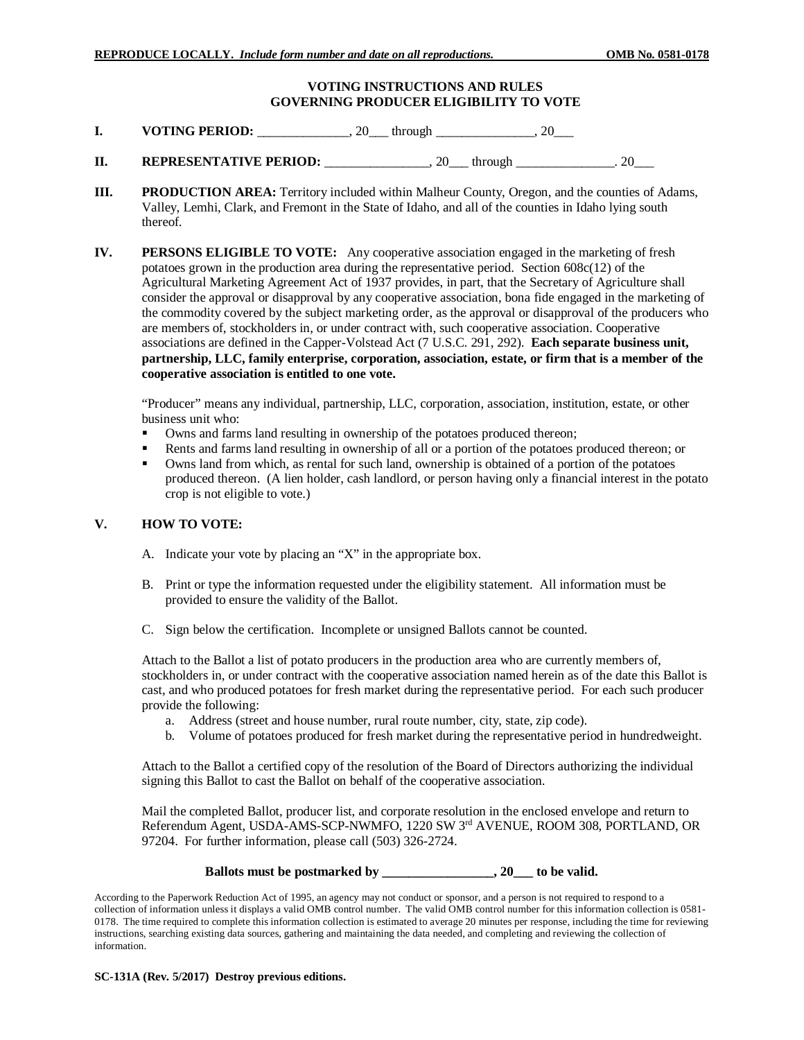**REPRODUCE LOCALLY.** *Include form number and date on all reproductions.* **OMB No. 0581-0178**

## VOTING INSTRUCTIONS AND RULES
## GOVERNING PRODUCER ELIGIBILITY TO VOTE

**I. VOTING PERIOD:** ______________, 20___ through _______________, 20___

**II. REPRESENTATIVE PERIOD:** ________________, 20___ through _______________. 20___

**III. PRODUCTION AREA:** Territory included within Malheur County, Oregon, and the counties of Adams, Valley, Lemhi, Clark, and Fremont in the State of Idaho, and all of the counties in Idaho lying south thereof.

**IV. PERSONS ELIGIBLE TO VOTE:** Any cooperative association engaged in the marketing of fresh potatoes grown in the production area during the representative period. Section 608c(12) of the Agricultural Marketing Agreement Act of 1937 provides, in part, that the Secretary of Agriculture shall consider the approval or disapproval by any cooperative association, bona fide engaged in the marketing of the commodity covered by the subject marketing order, as the approval or disapproval of the producers who are members of, stockholders in, or under contract with, such cooperative association. Cooperative associations are defined in the Capper-Volstead Act (7 U.S.C. 291, 292). **Each separate business unit, partnership, LLC, family enterprise, corporation, association, estate, or firm that is a member of the cooperative association is entitled to one vote.**

"Producer" means any individual, partnership, LLC, corporation, association, institution, estate, or other business unit who:

- Owns and farms land resulting in ownership of the potatoes produced thereon;
- Rents and farms land resulting in ownership of all or a portion of the potatoes produced thereon; or
- Owns land from which, as rental for such land, ownership is obtained of a portion of the potatoes produced thereon. (A lien holder, cash landlord, or person having only a financial interest in the potato crop is not eligible to vote.)

**V. HOW TO VOTE:**

A. Indicate your vote by placing an "X" in the appropriate box.

B. Print or type the information requested under the eligibility statement. All information must be provided to ensure the validity of the Ballot.

C. Sign below the certification. Incomplete or unsigned Ballots cannot be counted.

Attach to the Ballot a list of potato producers in the production area who are currently members of, stockholders in, or under contract with the cooperative association named herein as of the date this Ballot is cast, and who produced potatoes for fresh market during the representative period. For each such producer provide the following:

a. Address (street and house number, rural route number, city, state, zip code).
b. Volume of potatoes produced for fresh market during the representative period in hundredweight.

Attach to the Ballot a certified copy of the resolution of the Board of Directors authorizing the individual signing this Ballot to cast the Ballot on behalf of the cooperative association.

Mail the completed Ballot, producer list, and corporate resolution in the enclosed envelope and return to Referendum Agent, USDA-AMS-SCP-NWMFO, 1220 SW 3rd AVENUE, ROOM 308, PORTLAND, OR 97204. For further information, please call (503) 326-2724.

**Ballots must be postmarked by _________________, 20___ to be valid.**

According to the Paperwork Reduction Act of 1995, an agency may not conduct or sponsor, and a person is not required to respond to a collection of information unless it displays a valid OMB control number. The valid OMB control number for this information collection is 0581-0178. The time required to complete this information collection is estimated to average 20 minutes per response, including the time for reviewing instructions, searching existing data sources, gathering and maintaining the data needed, and completing and reviewing the collection of information.

**SC-131A (Rev. 5/2017) Destroy previous editions.**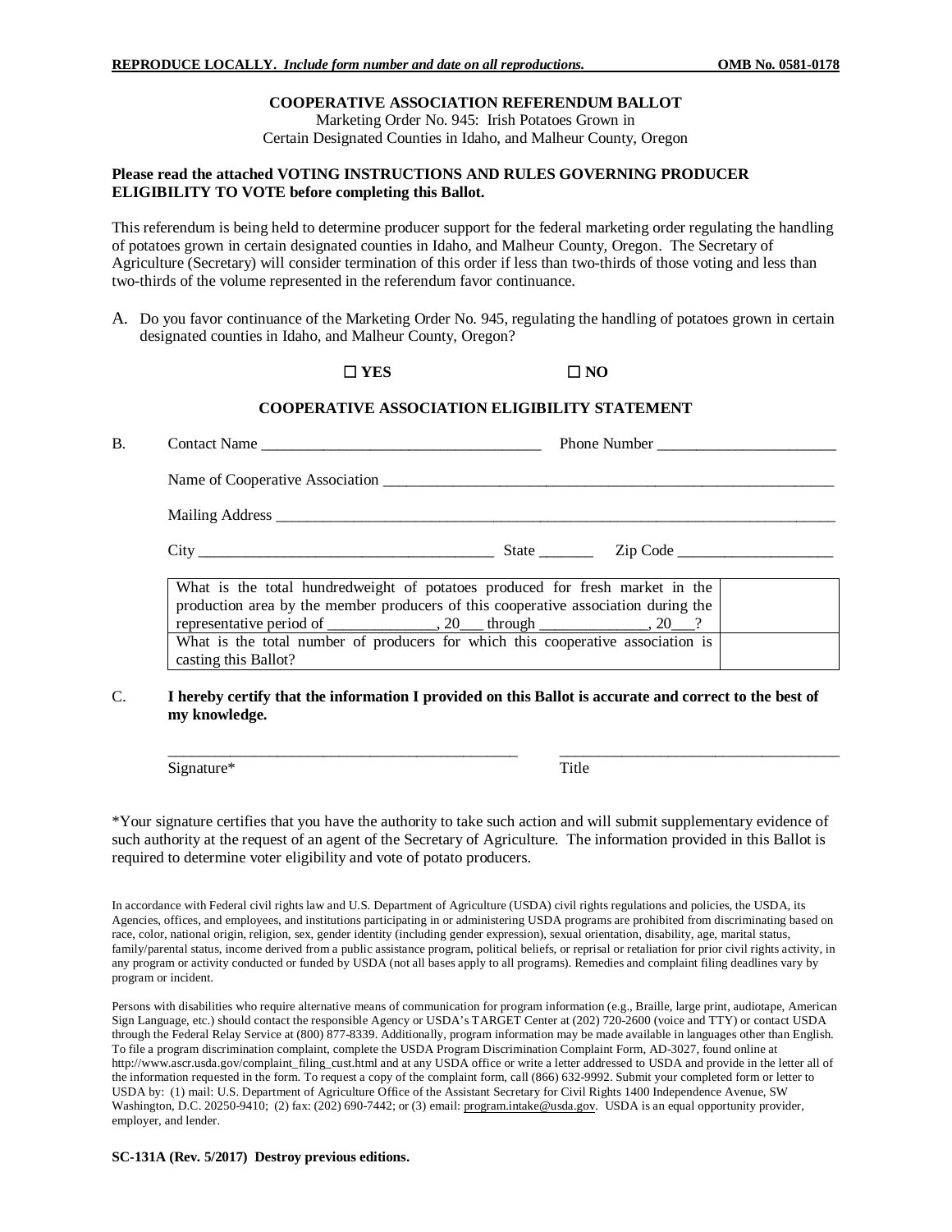**REPRODUCE LOCALLY.** ***Include form number and date on all reproductions.*** **OMB No. 0581-0178**

**COOPERATIVE ASSOCIATION REFERENDUM BALLOT**

Marketing Order No. 945: Irish Potatoes Grown in
Certain Designated Counties in Idaho, and Malheur County, Oregon

**Please read the attached VOTING INSTRUCTIONS AND RULES GOVERNING PRODUCER ELIGIBILITY TO VOTE before completing this Ballot.**

This referendum is being held to determine producer support for the federal marketing order regulating the handling of potatoes grown in certain designated counties in Idaho, and Malheur County, Oregon. The Secretary of Agriculture (Secretary) will consider termination of this order if less than two-thirds of those voting and less than two-thirds of the volume represented in the referendum favor continuance.

A. Do you favor continuance of the Marketing Order No. 945, regulating the handling of potatoes grown in certain designated counties in Idaho, and Malheur County, Oregon?

☐ **YES** ☐ **NO**

**COOPERATIVE ASSOCIATION ELIGIBILITY STATEMENT**

B. Contact Name ___________________________________ Phone Number ______________________

Name of Cooperative Association ___________________________________________________________

Mailing Address ____________________________________________________________________________

City _____________________________________ State _______ Zip Code ____________________

| | |
|---|---|
| What is the total hundredweight of potatoes produced for fresh market in the production area by the member producers of this cooperative association during the representative period of ______________, 20___ through ______________, 20___? | |
| What is the total number of producers for which this cooperative association is casting this Ballot? | |

C. **I hereby certify that the information I provided on this Ballot is accurate and correct to the best of my knowledge.**

______________________________________________ ____________________________________

Signature* Title

*Your signature certifies that you have the authority to take such action and will submit supplementary evidence of such authority at the request of an agent of the Secretary of Agriculture. The information provided in this Ballot is required to determine voter eligibility and vote of potato producers.

In accordance with Federal civil rights law and U.S. Department of Agriculture (USDA) civil rights regulations and policies, the USDA, its Agencies, offices, and employees, and institutions participating in or administering USDA programs are prohibited from discriminating based on race, color, national origin, religion, sex, gender identity (including gender expression), sexual orientation, disability, age, marital status, family/parental status, income derived from a public assistance program, political beliefs, or reprisal or retaliation for prior civil rights activity, in any program or activity conducted or funded by USDA (not all bases apply to all programs). Remedies and complaint filing deadlines vary by program or incident.

Persons with disabilities who require alternative means of communication for program information (e.g., Braille, large print, audiotape, American Sign Language, etc.) should contact the responsible Agency or USDA's TARGET Center at (202) 720-2600 (voice and TTY) or contact USDA through the Federal Relay Service at (800) 877-8339. Additionally, program information may be made available in languages other than English. To file a program discrimination complaint, complete the USDA Program Discrimination Complaint Form, AD-3027, found online at http://www.ascr.usda.gov/complaint_filing_cust.html and at any USDA office or write a letter addressed to USDA and provide in the letter all of the information requested in the form. To request a copy of the complaint form, call (866) 632-9992. Submit your completed form or letter to USDA by: (1) mail: U.S. Department of Agriculture Office of the Assistant Secretary for Civil Rights 1400 Independence Avenue, SW Washington, D.C. 20250-9410; (2) fax: (202) 690-7442; or (3) email: program.intake@usda.gov. USDA is an equal opportunity provider, employer, and lender.

**SC-131A (Rev. 5/2017) Destroy previous editions.**